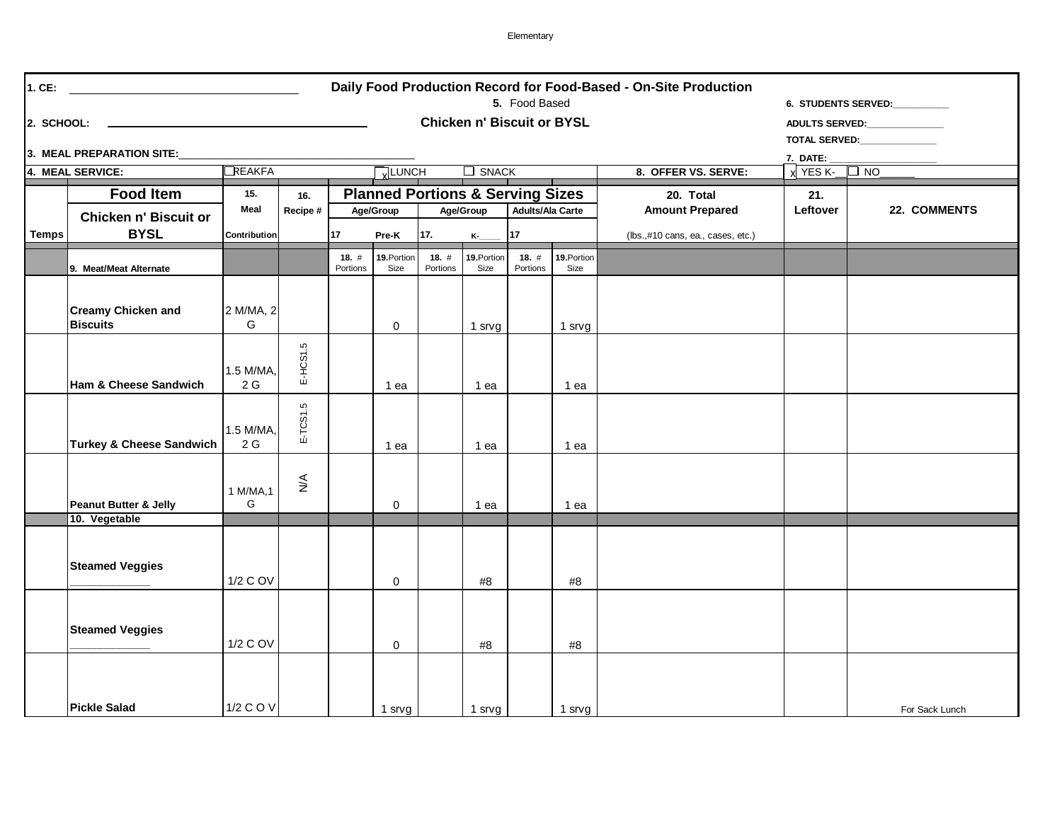Elementary

# Daily Food Production Record for Food-Based - On-Site Production

**5.** Food Based

**Chicken n' Biscuit or BYSL**

**1. CE:** ____________________

**2. SCHOOL:** ____________________

**3. MEAL PREPARATION SITE:** ____________________

**4. MEAL SERVICE:** ☐ BREAKFAST ☒ LUNCH ☐ SNACK

**6. STUDENTS SERVED:** __________

**ADULTS SERVED:** __________

**TOTAL SERVED:** __________

**7. DATE:** __________

**8. OFFER VS. SERVE:** ☒ YES K-__ ☐ NO______

| Temps | Food Item<br>Chicken n' Biscuit or BYSL | 15. Meal Contribution | 16. Recipe # | Planned Portions & Serving Sizes<br>17 Age/Group Pre-K<br>18. # Portions | <br><br>19. Portion Size | 17. Age/Group K-____<br>18. # Portions | <br><br>19. Portion Size | 17 Adults/Ala Carte<br>18. # Portions | <br><br>19. Portion Size | 20. Total Amount Prepared (lbs.,#10 cans, ea., cases, etc.) | 21. Leftover | 22. COMMENTS |
|---|---|---|---|---|---|---|---|---|---|---|---|---|
| | **9. Meat/Meat Alternate** | | | | | | | | | | | |
| | **Creamy Chicken and Biscuits** | 2 M/MA, 2 G | | | 0 | | 1 srvg | | 1 srvg | | | |
| | **Ham & Cheese Sandwich** | 1.5 M/MA, 2 G | E-HCS1.5 | | 1 ea | | 1 ea | | 1 ea | | | |
| | **Turkey & Cheese Sandwich** | 1.5 M/MA, 2 G | E-TCS1.5 | | 1 ea | | 1 ea | | 1 ea | | | |
| | **Peanut Butter & Jelly** | 1 M/MA,1 G | N/A | | 0 | | 1 ea | | 1 ea | | | |
| | **10. Vegetable** | | | | | | | | | | | |
| | **Steamed Veggies** ____________ | 1/2 C OV | | | 0 | | #8 | | #8 | | | |
| | **Steamed Veggies** ____________ | 1/2 C OV | | | 0 | | #8 | | #8 | | | |
| | **Pickle Salad** | 1/2 C O V | | | 1 srvg | | 1 srvg | | 1 srvg | | | For Sack Lunch |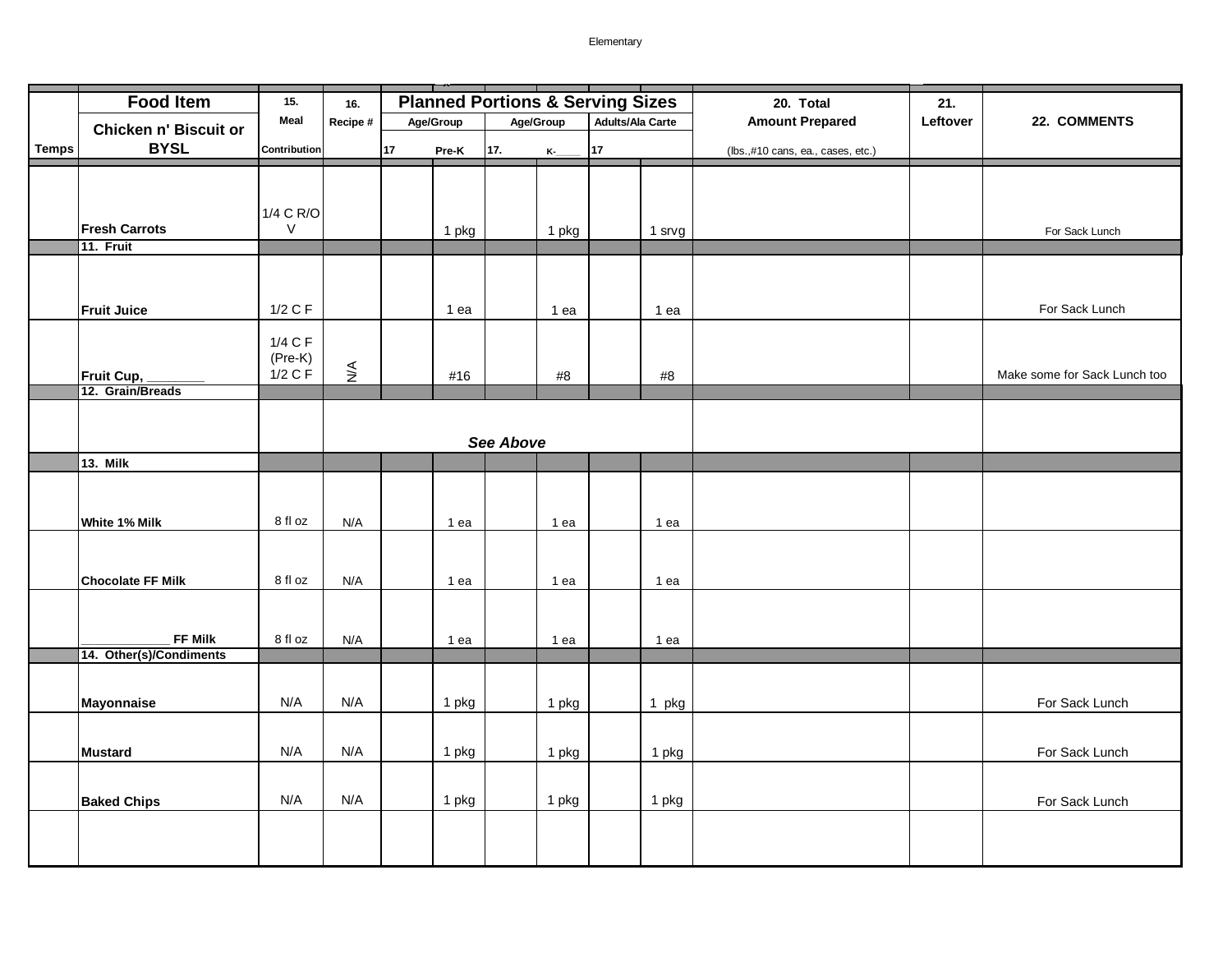Elementary

| Temps | Food Item<br>Chicken n' Biscuit or BYSL | 15. Meal Contribution | 16. Recipe # | Planned Portions & Serving Sizes<br>Age/Group<br>17 | Pre-K | Age/Group<br>17. | K-____ | Adults/Ala Carte<br>17 | | 20. Total Amount Prepared<br>(lbs.,#10 cans, ea., cases, etc.) | 21. Leftover | 22. COMMENTS |
|---|---|---|---|---|---|---|---|---|---|---|---|---|
| | Fresh Carrots | 1/4 C R/O V | | | 1 pkg | | 1 pkg | | 1 srvg | | | For Sack Lunch |
| | 11. Fruit | | | | | | | | | | | |
| | Fruit Juice | 1/2 C F | | | 1 ea | | 1 ea | | 1 ea | | | For Sack Lunch |
| | Fruit Cup, ________ | 1/4 C F (Pre-K) 1/2 C F | N/A | | #16 | | #8 | | #8 | | | Make some for Sack Lunch too |
| | 12. Grain/Breads | | | | | | | | | | | |
| | | | *See Above* | | | | | | | | | |
| | 13. Milk | | | | | | | | | | | |
| | White 1% Milk | 8 fl oz | N/A | | 1 ea | | 1 ea | | 1 ea | | | |
| | Chocolate FF Milk | 8 fl oz | N/A | | 1 ea | | 1 ea | | 1 ea | | | |
| | _____________ FF Milk | 8 fl oz | N/A | | 1 ea | | 1 ea | | 1 ea | | | |
| | 14. Other(s)/Condiments | | | | | | | | | | | |
| | Mayonnaise | N/A | N/A | | 1 pkg | | 1 pkg | | 1 pkg | | | For Sack Lunch |
| | Mustard | N/A | N/A | | 1 pkg | | 1 pkg | | 1 pkg | | | For Sack Lunch |
| | Baked Chips | N/A | N/A | | 1 pkg | | 1 pkg | | 1 pkg | | | For Sack Lunch |
| | | | | | | | | | | | | |